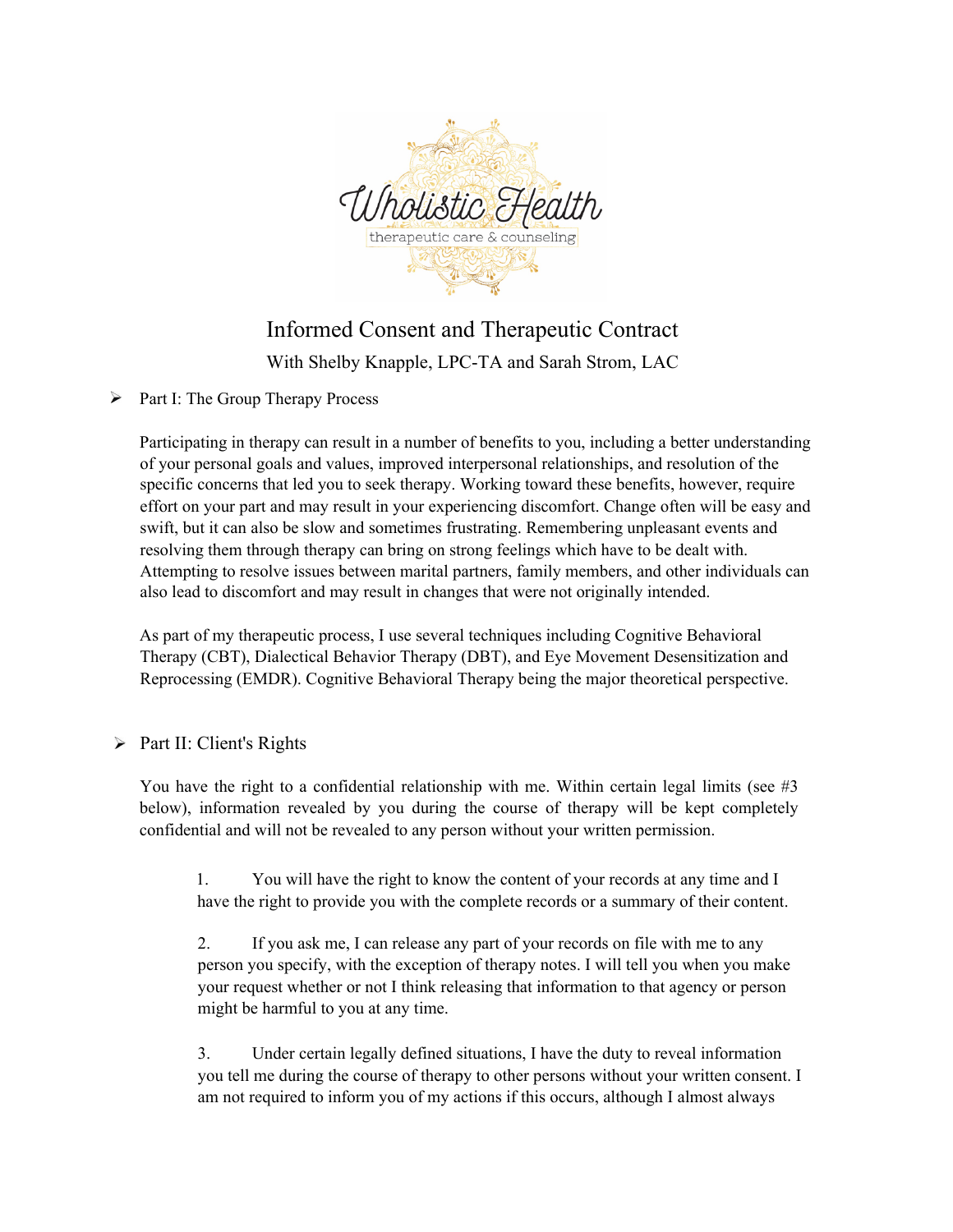Wholistic Health

therapeutic care & counseling

# Informed Consent and Therapeutic Contract

With Shelby Knapple, LPC-TA and Sarah Strom, LAC

## Part I: The Group Therapy Process

Participating in therapy can result in a number of benefits to you, including a better understanding of your personal goals and values, improved interpersonal relationships, and resolution of the specific concerns that led you to seek therapy. Working toward these benefits, however, require effort on your part and may result in your experiencing discomfort. Change often will be easy and swift, but it can also be slow and sometimes frustrating. Remembering unpleasant events and resolving them through therapy can bring on strong feelings which have to be dealt with. Attempting to resolve issues between marital partners, family members, and other individuals can also lead to discomfort and may result in changes that were not originally intended.

As part of my therapeutic process, I use several techniques including Cognitive Behavioral Therapy (CBT), Dialectical Behavior Therapy (DBT), and Eye Movement Desensitization and Reprocessing (EMDR). Cognitive Behavioral Therapy being the major theoretical perspective.

## Part II: Client's Rights

You have the right to a confidential relationship with me. Within certain legal limits (see #3 below), information revealed by you during the course of therapy will be kept completely confidential and will not be revealed to any person without your written permission.

1. You will have the right to know the content of your records at any time and I have the right to provide you with the complete records or a summary of their content.

2. If you ask me, I can release any part of your records on file with me to any person you specify, with the exception of therapy notes. I will tell you when you make your request whether or not I think releasing that information to that agency or person might be harmful to you at any time.

3. Under certain legally defined situations, I have the duty to reveal information you tell me during the course of therapy to other persons without your written consent. I am not required to inform you of my actions if this occurs, although I almost always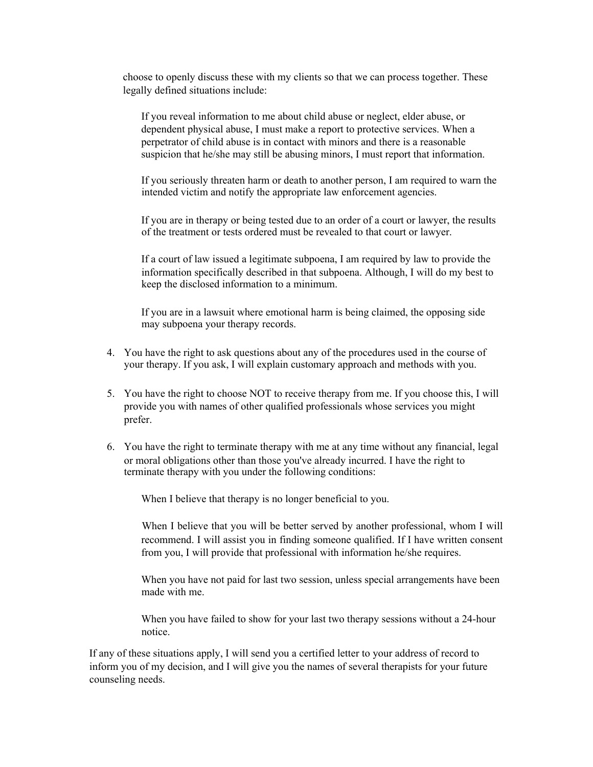choose to openly discuss these with my clients so that we can process together. These legally defined situations include:

If you reveal information to me about child abuse or neglect, elder abuse, or dependent physical abuse, I must make a report to protective services. When a perpetrator of child abuse is in contact with minors and there is a reasonable suspicion that he/she may still be abusing minors, I must report that information.

If you seriously threaten harm or death to another person, I am required to warn the intended victim and notify the appropriate law enforcement agencies.

If you are in therapy or being tested due to an order of a court or lawyer, the results of the treatment or tests ordered must be revealed to that court or lawyer.

If a court of law issued a legitimate subpoena, I am required by law to provide the information specifically described in that subpoena. Although, I will do my best to keep the disclosed information to a minimum.

If you are in a lawsuit where emotional harm is being claimed, the opposing side may subpoena your therapy records.

4. You have the right to ask questions about any of the procedures used in the course of your therapy. If you ask, I will explain customary approach and methods with you.

5. You have the right to choose NOT to receive therapy from me. If you choose this, I will provide you with names of other qualified professionals whose services you might prefer.

6. You have the right to terminate therapy with me at any time without any financial, legal or moral obligations other than those you've already incurred. I have the right to terminate therapy with you under the following conditions:

   When I believe that therapy is no longer beneficial to you.

   When I believe that you will be better served by another professional, whom I will recommend. I will assist you in finding someone qualified. If I have written consent from you, I will provide that professional with information he/she requires.

   When you have not paid for last two session, unless special arrangements have been made with me.

   When you have failed to show for your last two therapy sessions without a 24-hour notice.

If any of these situations apply, I will send you a certified letter to your address of record to inform you of my decision, and I will give you the names of several therapists for your future counseling needs.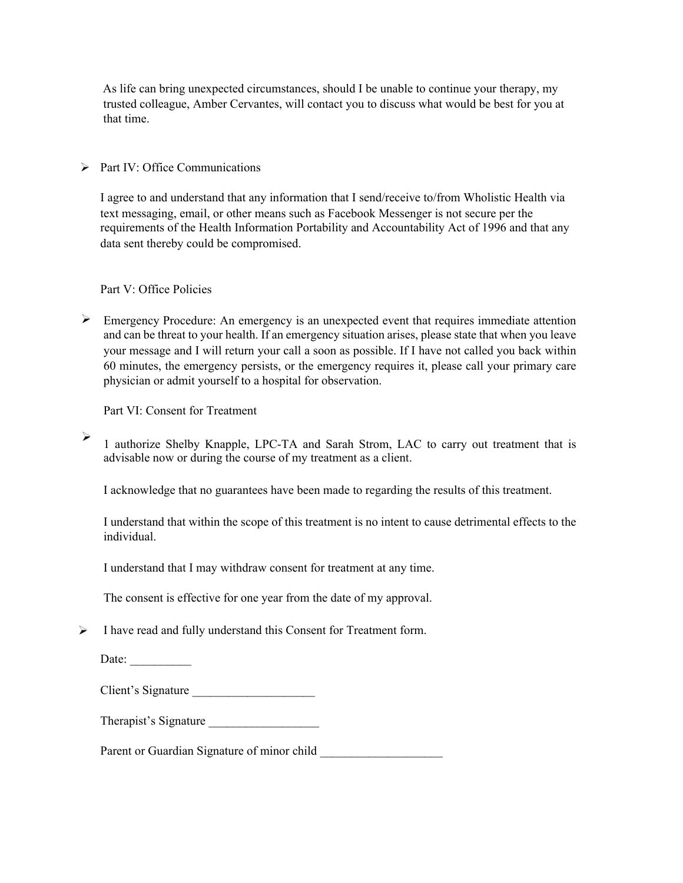As life can bring unexpected circumstances, should I be unable to continue your therapy, my trusted colleague, Amber Cervantes, will contact you to discuss what would be best for you at that time.

- Part IV: Office Communications

  I agree to and understand that any information that I send/receive to/from Wholistic Health via text messaging, email, or other means such as Facebook Messenger is not secure per the requirements of the Health Information Portability and Accountability Act of 1996 and that any data sent thereby could be compromised.

Part V: Office Policies

- Emergency Procedure: An emergency is an unexpected event that requires immediate attention and can be threat to your health. If an emergency situation arises, please state that when you leave your message and I will return your call a soon as possible. If I have not called you back within 60 minutes, the emergency persists, or the emergency requires it, please call your primary care physician or admit yourself to a hospital for observation.

Part VI: Consent for Treatment

- 1 authorize Shelby Knapple, LPC-TA and Sarah Strom, LAC to carry out treatment that is advisable now or during the course of my treatment as a client.

  I acknowledge that no guarantees have been made to regarding the results of this treatment.

  I understand that within the scope of this treatment is no intent to cause detrimental effects to the individual.

  I understand that I may withdraw consent for treatment at any time.

  The consent is effective for one year from the date of my approval.

- I have read and fully understand this Consent for Treatment form.

  Date: __________

  Client's Signature ____________________

  Therapist's Signature __________________

  Parent or Guardian Signature of minor child ____________________